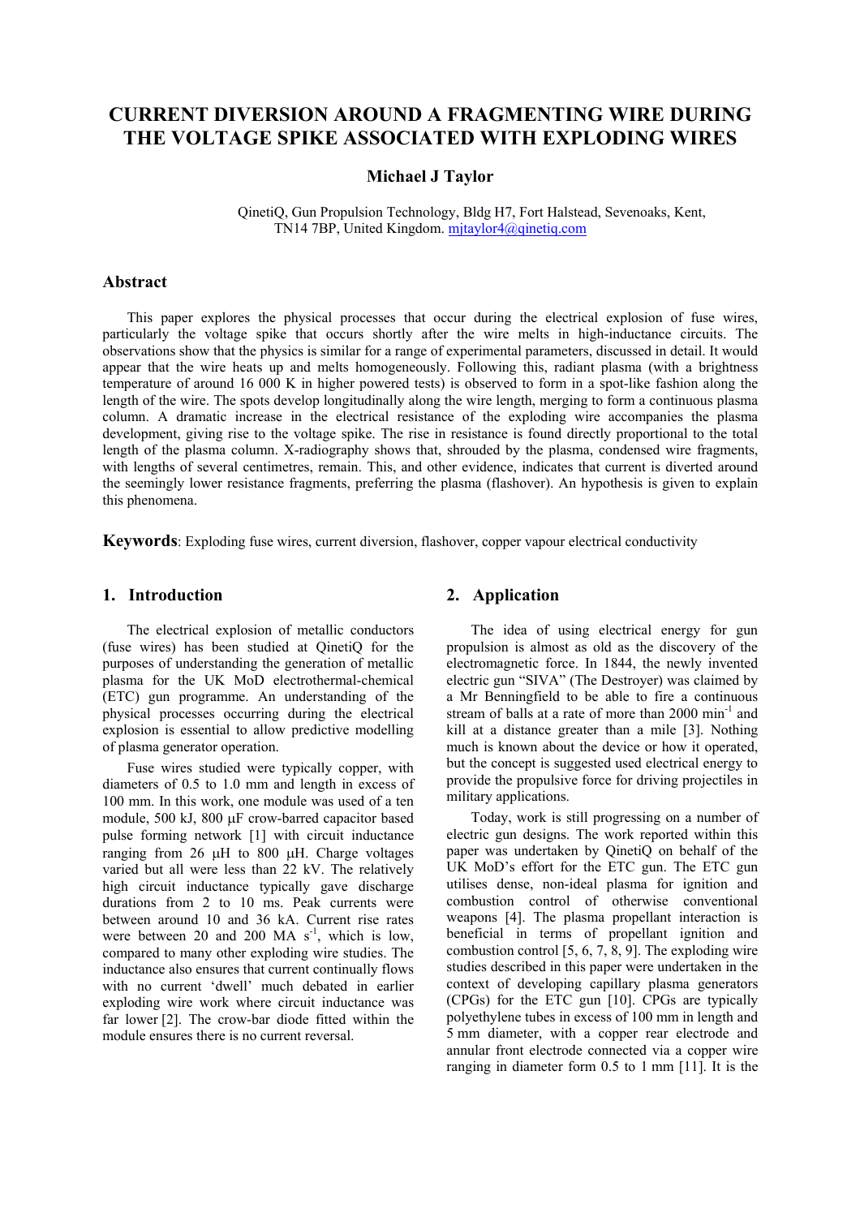# CURRENT DIVERSION AROUND A FRAGMENTING WIRE DURING THE VOLTAGE SPIKE ASSOCIATED WITH EXPLODING WIRES

**Michael J Taylor**

QinetiQ, Gun Propulsion Technology, Bldg H7, Fort Halstead, Sevenoaks, Kent, TN14 7BP, United Kingdom. mjtaylor4@qinetiq.com

## Abstract

This paper explores the physical processes that occur during the electrical explosion of fuse wires, particularly the voltage spike that occurs shortly after the wire melts in high-inductance circuits. The observations show that the physics is similar for a range of experimental parameters, discussed in detail. It would appear that the wire heats up and melts homogeneously. Following this, radiant plasma (with a brightness temperature of around 16 000 K in higher powered tests) is observed to form in a spot-like fashion along the length of the wire. The spots develop longitudinally along the wire length, merging to form a continuous plasma column. A dramatic increase in the electrical resistance of the exploding wire accompanies the plasma development, giving rise to the voltage spike. The rise in resistance is found directly proportional to the total length of the plasma column. X-radiography shows that, shrouded by the plasma, condensed wire fragments, with lengths of several centimetres, remain. This, and other evidence, indicates that current is diverted around the seemingly lower resistance fragments, preferring the plasma (flashover). An hypothesis is given to explain this phenomena.

**Keywords**: Exploding fuse wires, current diversion, flashover, copper vapour electrical conductivity

## 1. Introduction

The electrical explosion of metallic conductors (fuse wires) has been studied at QinetiQ for the purposes of understanding the generation of metallic plasma for the UK MoD electrothermal-chemical (ETC) gun programme. An understanding of the physical processes occurring during the electrical explosion is essential to allow predictive modelling of plasma generator operation.

Fuse wires studied were typically copper, with diameters of 0.5 to 1.0 mm and length in excess of 100 mm. In this work, one module was used of a ten module, 500 kJ, 800 μF crow-barred capacitor based pulse forming network [1] with circuit inductance ranging from 26 μH to 800 μH. Charge voltages varied but all were less than 22 kV. The relatively high circuit inductance typically gave discharge durations from 2 to 10 ms. Peak currents were between around 10 and 36 kA. Current rise rates were between 20 and 200 MA $s^{-1}$, which is low, compared to many other exploding wire studies. The inductance also ensures that current continually flows with no current 'dwell' much debated in earlier exploding wire work where circuit inductance was far lower [2]. The crow-bar diode fitted within the module ensures there is no current reversal.

## 2. Application

The idea of using electrical energy for gun propulsion is almost as old as the discovery of the electromagnetic force. In 1844, the newly invented electric gun "SIVA" (The Destroyer) was claimed by a Mr Benningfield to be able to fire a continuous stream of balls at a rate of more than 2000 $min^{-1}$ and kill at a distance greater than a mile [3]. Nothing much is known about the device or how it operated, but the concept is suggested used electrical energy to provide the propulsive force for driving projectiles in military applications.

Today, work is still progressing on a number of electric gun designs. The work reported within this paper was undertaken by QinetiQ on behalf of the UK MoD's effort for the ETC gun. The ETC gun utilises dense, non-ideal plasma for ignition and combustion control of otherwise conventional weapons [4]. The plasma propellant interaction is beneficial in terms of propellant ignition and combustion control [5, 6, 7, 8, 9]. The exploding wire studies described in this paper were undertaken in the context of developing capillary plasma generators (CPGs) for the ETC gun [10]. CPGs are typically polyethylene tubes in excess of 100 mm in length and 5 mm diameter, with a copper rear electrode and annular front electrode connected via a copper wire ranging in diameter form 0.5 to 1 mm [11]. It is the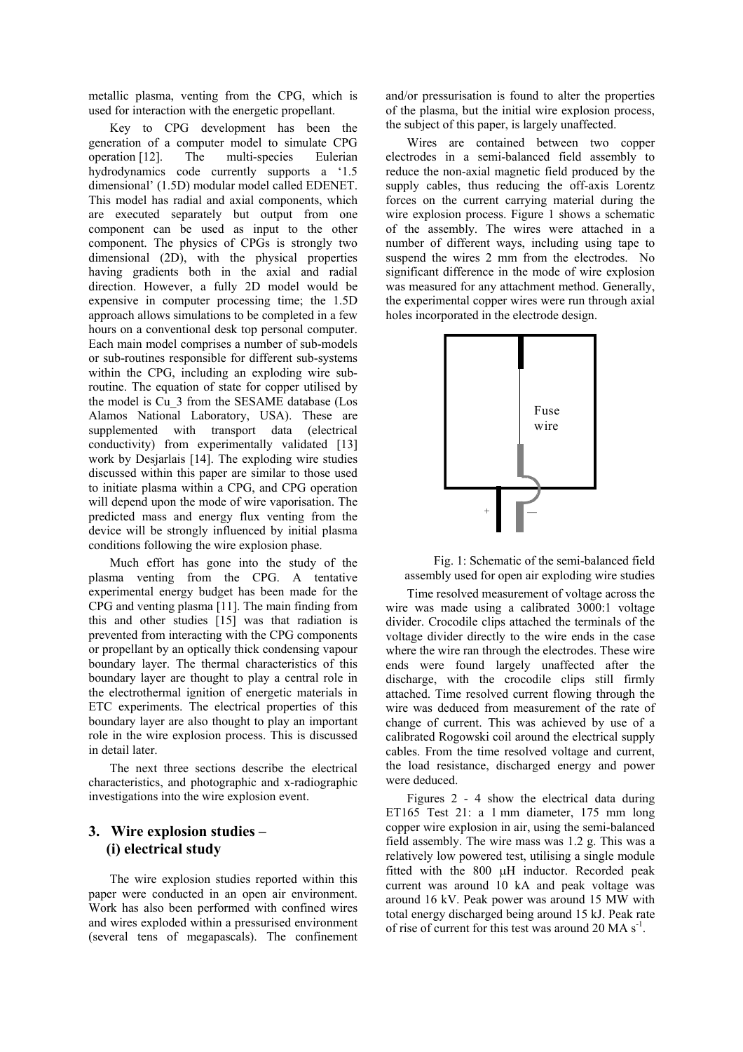metallic plasma, venting from the CPG, which is used for interaction with the energetic propellant.

Key to CPG development has been the generation of a computer model to simulate CPG operation [12]. The multi-species Eulerian hydrodynamics code currently supports a '1.5 dimensional' (1.5D) modular model called EDENET. This model has radial and axial components, which are executed separately but output from one component can be used as input to the other component. The physics of CPGs is strongly two dimensional (2D), with the physical properties having gradients both in the axial and radial direction. However, a fully 2D model would be expensive in computer processing time; the 1.5D approach allows simulations to be completed in a few hours on a conventional desk top personal computer. Each main model comprises a number of sub-models or sub-routines responsible for different sub-systems within the CPG, including an exploding wire sub-routine. The equation of state for copper utilised by the model is Cu_3 from the SESAME database (Los Alamos National Laboratory, USA). These are supplemented with transport data (electrical conductivity) from experimentally validated [13] work by Desjarlais [14]. The exploding wire studies discussed within this paper are similar to those used to initiate plasma within a CPG, and CPG operation will depend upon the mode of wire vaporisation. The predicted mass and energy flux venting from the device will be strongly influenced by initial plasma conditions following the wire explosion phase.

Much effort has gone into the study of the plasma venting from the CPG. A tentative experimental energy budget has been made for the CPG and venting plasma [11]. The main finding from this and other studies [15] was that radiation is prevented from interacting with the CPG components or propellant by an optically thick condensing vapour boundary layer. The thermal characteristics of this boundary layer are thought to play a central role in the electrothermal ignition of energetic materials in ETC experiments. The electrical properties of this boundary layer are also thought to play an important role in the wire explosion process. This is discussed in detail later.

The next three sections describe the electrical characteristics, and photographic and x-radiographic investigations into the wire explosion event.

## 3. Wire explosion studies – (i) electrical study

The wire explosion studies reported within this paper were conducted in an open air environment. Work has also been performed with confined wires and wires exploded within a pressurised environment (several tens of megapascals). The confinement and/or pressurisation is found to alter the properties of the plasma, but the initial wire explosion process, the subject of this paper, is largely unaffected.

Wires are contained between two copper electrodes in a semi-balanced field assembly to reduce the non-axial magnetic field produced by the supply cables, thus reducing the off-axis Lorentz forces on the current carrying material during the wire explosion process. Figure 1 shows a schematic of the assembly. The wires were attached in a number of different ways, including using tape to suspend the wires 2 mm from the electrodes. No significant difference in the mode of wire explosion was measured for any attachment method. Generally, the experimental copper wires were run through axial holes incorporated in the electrode design.

Fuse wire

\+ —

Fig. 1: Schematic of the semi-balanced field assembly used for open air exploding wire studies

Time resolved measurement of voltage across the wire was made using a calibrated 3000:1 voltage divider. Crocodile clips attached the terminals of the voltage divider directly to the wire ends in the case where the wire ran through the electrodes. These wire ends were found largely unaffected after the discharge, with the crocodile clips still firmly attached. Time resolved current flowing through the wire was deduced from measurement of the rate of change of current. This was achieved by use of a calibrated Rogowski coil around the electrical supply cables. From the time resolved voltage and current, the load resistance, discharged energy and power were deduced.

Figures 2 - 4 show the electrical data during ET165 Test 21: a 1 mm diameter, 175 mm long copper wire explosion in air, using the semi-balanced field assembly. The wire mass was 1.2 g. This was a relatively low powered test, utilising a single module fitted with the 800 μH inductor. Recorded peak current was around 10 kA and peak voltage was around 16 kV. Peak power was around 15 MW with total energy discharged being around 15 kJ. Peak rate of rise of current for this test was around 20 MA $s^{-1}$.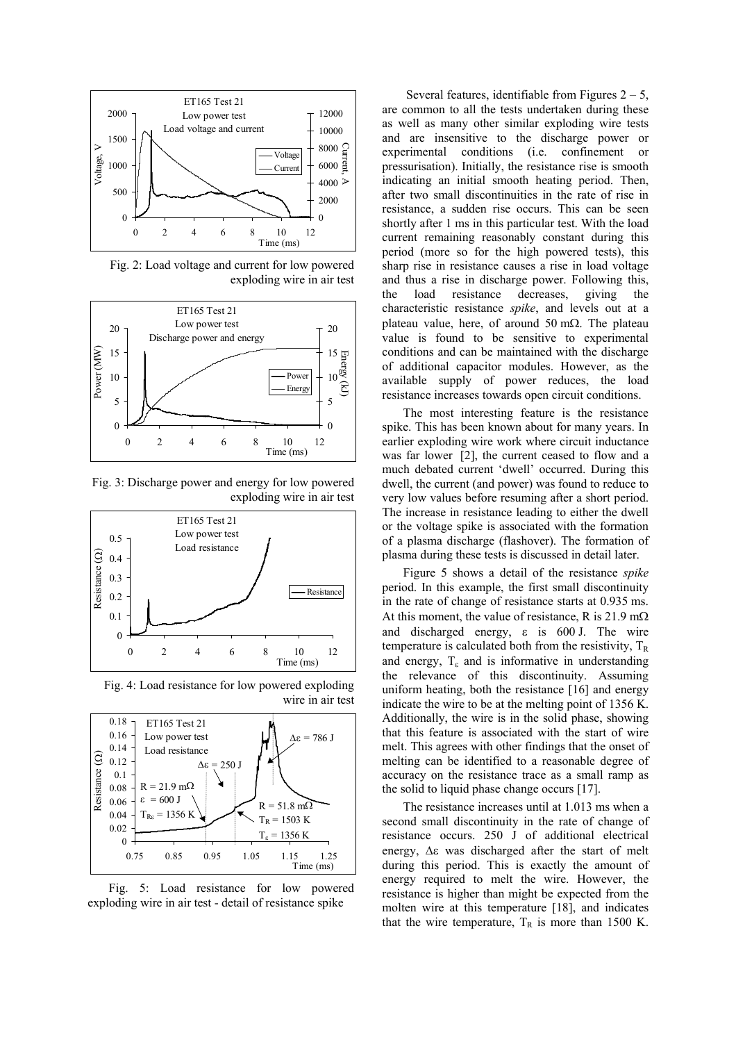Fig. 2: Load voltage and current for low powered exploding wire in air test

Fig. 3: Discharge power and energy for low powered exploding wire in air test

Fig. 4: Load resistance for low powered exploding wire in air test

Fig. 5: Load resistance for low powered exploding wire in air test - detail of resistance spike

Several features, identifiable from Figures 2 – 5, are common to all the tests undertaken during these as well as many other similar exploding wire tests and are insensitive to the discharge power or experimental conditions (i.e. confinement or pressurisation). Initially, the resistance rise is smooth indicating an initial smooth heating period. Then, after two small discontinuities in the rate of rise in resistance, a sudden rise occurs. This can be seen shortly after 1 ms in this particular test. With the load current remaining reasonably constant during this period (more so for the high powered tests), this sharp rise in resistance causes a rise in load voltage and thus a rise in discharge power. Following this, the load resistance decreases, giving the characteristic resistance *spike*, and levels out at a plateau value, here, of around 50 mΩ. The plateau value is found to be sensitive to experimental conditions and can be maintained with the discharge of additional capacitor modules. However, as the available supply of power reduces, the load resistance increases towards open circuit conditions.

The most interesting feature is the resistance spike. This has been known about for many years. In earlier exploding wire work where circuit inductance was far lower [2], the current ceased to flow and a much debated current 'dwell' occurred. During this dwell, the current (and power) was found to reduce to very low values before resuming after a short period. The increase in resistance leading to either the dwell or the voltage spike is associated with the formation of a plasma discharge (flashover). The formation of plasma during these tests is discussed in detail later.

Figure 5 shows a detail of the resistance *spike* period. In this example, the first small discontinuity in the rate of change of resistance starts at 0.935 ms. At this moment, the value of resistance, R is 21.9 mΩ and discharged energy, $\varepsilon$ is 600 J. The wire temperature is calculated both from the resistivity, $T_R$ and energy, $T_\varepsilon$ and is informative in understanding the relevance of this discontinuity. Assuming uniform heating, both the resistance [16] and energy indicate the wire to be at the melting point of 1356 K. Additionally, the wire is in the solid phase, showing that this feature is associated with the start of wire melt. This agrees with other findings that the onset of melting can be identified to a reasonable degree of accuracy on the resistance trace as a small ramp as the solid to liquid phase change occurs [17].

The resistance increases until at 1.013 ms when a second small discontinuity in the rate of change of resistance occurs. 250 J of additional electrical energy, $\Delta\varepsilon$ was discharged after the start of melt during this period. This is exactly the amount of energy required to melt the wire. However, the resistance is higher than might be expected from the molten wire at this temperature [18], and indicates that the wire temperature, $T_R$ is more than 1500 K.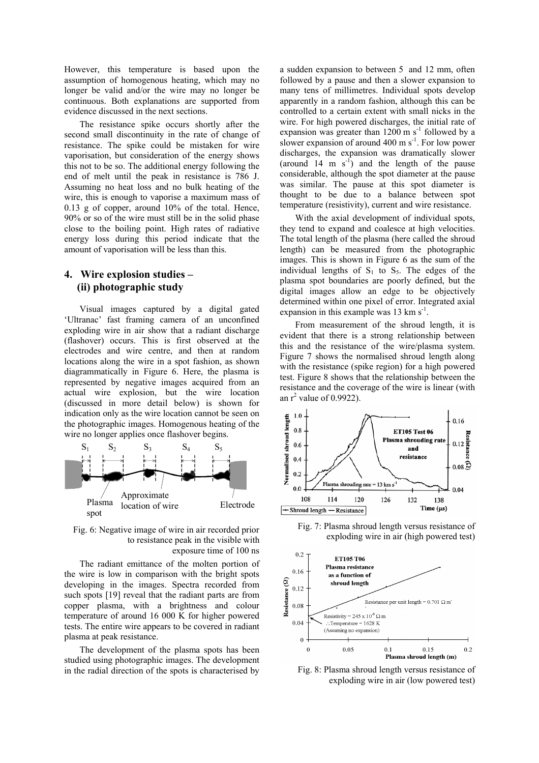However, this temperature is based upon the assumption of homogenous heating, which may no longer be valid and/or the wire may no longer be continuous. Both explanations are supported from evidence discussed in the next sections.

The resistance spike occurs shortly after the second small discontinuity in the rate of change of resistance. The spike could be mistaken for wire vaporisation, but consideration of the energy shows this not to be so. The additional energy following the end of melt until the peak in resistance is 786 J. Assuming no heat loss and no bulk heating of the wire, this is enough to vaporise a maximum mass of 0.13 g of copper, around 10% of the total. Hence, 90% or so of the wire must still be in the solid phase close to the boiling point. High rates of radiative energy loss during this period indicate that the amount of vaporisation will be less than this.

## 4. Wire explosion studies – (ii) photographic study

Visual images captured by a digital gated 'Ultranac' fast framing camera of an unconfined exploding wire in air show that a radiant discharge (flashover) occurs. This is first observed at the electrodes and wire centre, and then at random locations along the wire in a spot fashion, as shown diagrammatically in Figure 6. Here, the plasma is represented by negative images acquired from an actual wire explosion, but the wire location (discussed in more detail below) is shown for indication only as the wire location cannot be seen on the photographic images. Homogenous heating of the wire no longer applies once flashover begins.

Fig. 6: Negative image of wire in air recorded prior to resistance peak in the visible with exposure time of 100 ns

The radiant emittance of the molten portion of the wire is low in comparison with the bright spots developing in the images. Spectra recorded from such spots [19] reveal that the radiant parts are from copper plasma, with a brightness and colour temperature of around 16 000 K for higher powered tests. The entire wire appears to be covered in radiant plasma at peak resistance.

The development of the plasma spots has been studied using photographic images. The development in the radial direction of the spots is characterised by a sudden expansion to between 5 and 12 mm, often followed by a pause and then a slower expansion to many tens of millimetres. Individual spots develop apparently in a random fashion, although this can be controlled to a certain extent with small nicks in the wire. For high powered discharges, the initial rate of expansion was greater than 1200 m $s^{-1}$ followed by a slower expansion of around 400 m $s^{-1}$. For low power discharges, the expansion was dramatically slower (around 14 m $s^{-1}$) and the length of the pause considerable, although the spot diameter at the pause was similar. The pause at this spot diameter is thought to be due to a balance between spot temperature (resistivity), current and wire resistance.

With the axial development of individual spots, they tend to expand and coalesce at high velocities. The total length of the plasma (here called the shroud length) can be measured from the photographic images. This is shown in Figure 6 as the sum of the individual lengths of $S_1$ to $S_5$. The edges of the plasma spot boundaries are poorly defined, but the digital images allow an edge to be objectively determined within one pixel of error. Integrated axial expansion in this example was 13 km $s^{-1}$.

From measurement of the shroud length, it is evident that there is a strong relationship between this and the resistance of the wire/plasma system. Figure 7 shows the normalised shroud length along with the resistance (spike region) for a high powered test. Figure 8 shows that the relationship between the resistance and the coverage of the wire is linear (with an $r^2$ value of 0.9922).

Fig. 7: Plasma shroud length versus resistance of exploding wire in air (high powered test)

Fig. 8: Plasma shroud length versus resistance of exploding wire in air (low powered test)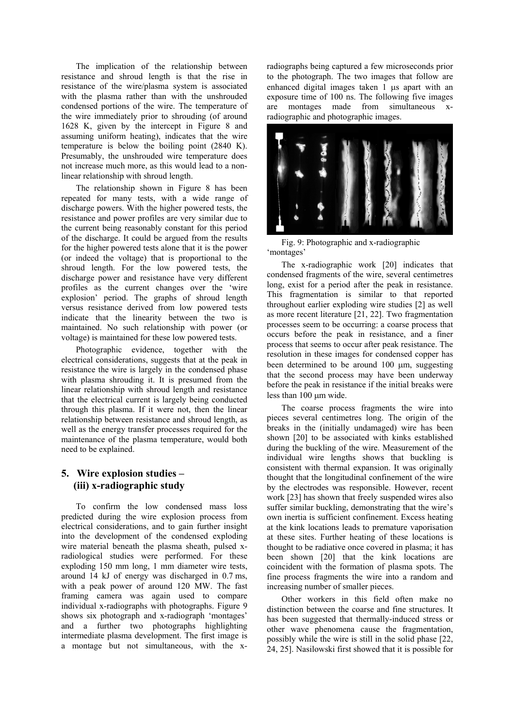The implication of the relationship between resistance and shroud length is that the rise in resistance of the wire/plasma system is associated with the plasma rather than with the unshrouded condensed portions of the wire. The temperature of the wire immediately prior to shrouding (of around 1628 K, given by the intercept in Figure 8 and assuming uniform heating), indicates that the wire temperature is below the boiling point (2840 K). Presumably, the unshrouded wire temperature does not increase much more, as this would lead to a non-linear relationship with shroud length.

The relationship shown in Figure 8 has been repeated for many tests, with a wide range of discharge powers. With the higher powered tests, the resistance and power profiles are very similar due to the current being reasonably constant for this period of the discharge. It could be argued from the results for the higher powered tests alone that it is the power (or indeed the voltage) that is proportional to the shroud length. For the low powered tests, the discharge power and resistance have very different profiles as the current changes over the 'wire explosion' period. The graphs of shroud length versus resistance derived from low powered tests indicate that the linearity between the two is maintained. No such relationship with power (or voltage) is maintained for these low powered tests.

Photographic evidence, together with the electrical considerations, suggests that at the peak in resistance the wire is largely in the condensed phase with plasma shrouding it. It is presumed from the linear relationship with shroud length and resistance that the electrical current is largely being conducted through this plasma. If it were not, then the linear relationship between resistance and shroud length, as well as the energy transfer processes required for the maintenance of the plasma temperature, would both need to be explained.

## 5. Wire explosion studies – (iii) x-radiographic study

To confirm the low condensed mass loss predicted during the wire explosion process from electrical considerations, and to gain further insight into the development of the condensed exploding wire material beneath the plasma sheath, pulsed x-radiological studies were performed. For these exploding 150 mm long, 1 mm diameter wire tests, around 14 kJ of energy was discharged in 0.7 ms, with a peak power of around 120 MW. The fast framing camera was again used to compare individual x-radiographs with photographs. Figure 9 shows six photograph and x-radiograph 'montages' and a further two photographs highlighting intermediate plasma development. The first image is a montage but not simultaneous, with the x-radiographs being captured a few microseconds prior to the photograph. The two images that follow are enhanced digital images taken 1 μs apart with an exposure time of 100 ns. The following five images are montages made from simultaneous x-radiographic and photographic images.

Fig. 9: Photographic and x-radiographic 'montages'

The x-radiographic work [20] indicates that condensed fragments of the wire, several centimetres long, exist for a period after the peak in resistance. This fragmentation is similar to that reported throughout earlier exploding wire studies [2] as well as more recent literature [21, 22]. Two fragmentation processes seem to be occurring: a coarse process that occurs before the peak in resistance, and a finer process that seems to occur after peak resistance. The resolution in these images for condensed copper has been determined to be around 100 μm, suggesting that the second process may have been underway before the peak in resistance if the initial breaks were less than 100 μm wide.

The coarse process fragments the wire into pieces several centimetres long. The origin of the breaks in the (initially undamaged) wire has been shown [20] to be associated with kinks established during the buckling of the wire. Measurement of the individual wire lengths shows that buckling is consistent with thermal expansion. It was originally thought that the longitudinal confinement of the wire by the electrodes was responsible. However, recent work [23] has shown that freely suspended wires also suffer similar buckling, demonstrating that the wire's own inertia is sufficient confinement. Excess heating at the kink locations leads to premature vaporisation at these sites. Further heating of these locations is thought to be radiative once covered in plasma; it has been shown [20] that the kink locations are coincident with the formation of plasma spots. The fine process fragments the wire into a random and increasing number of smaller pieces.

Other workers in this field often make no distinction between the coarse and fine structures. It has been suggested that thermally-induced stress or other wave phenomena cause the fragmentation, possibly while the wire is still in the solid phase [22, 24, 25]. Nasilowski first showed that it is possible for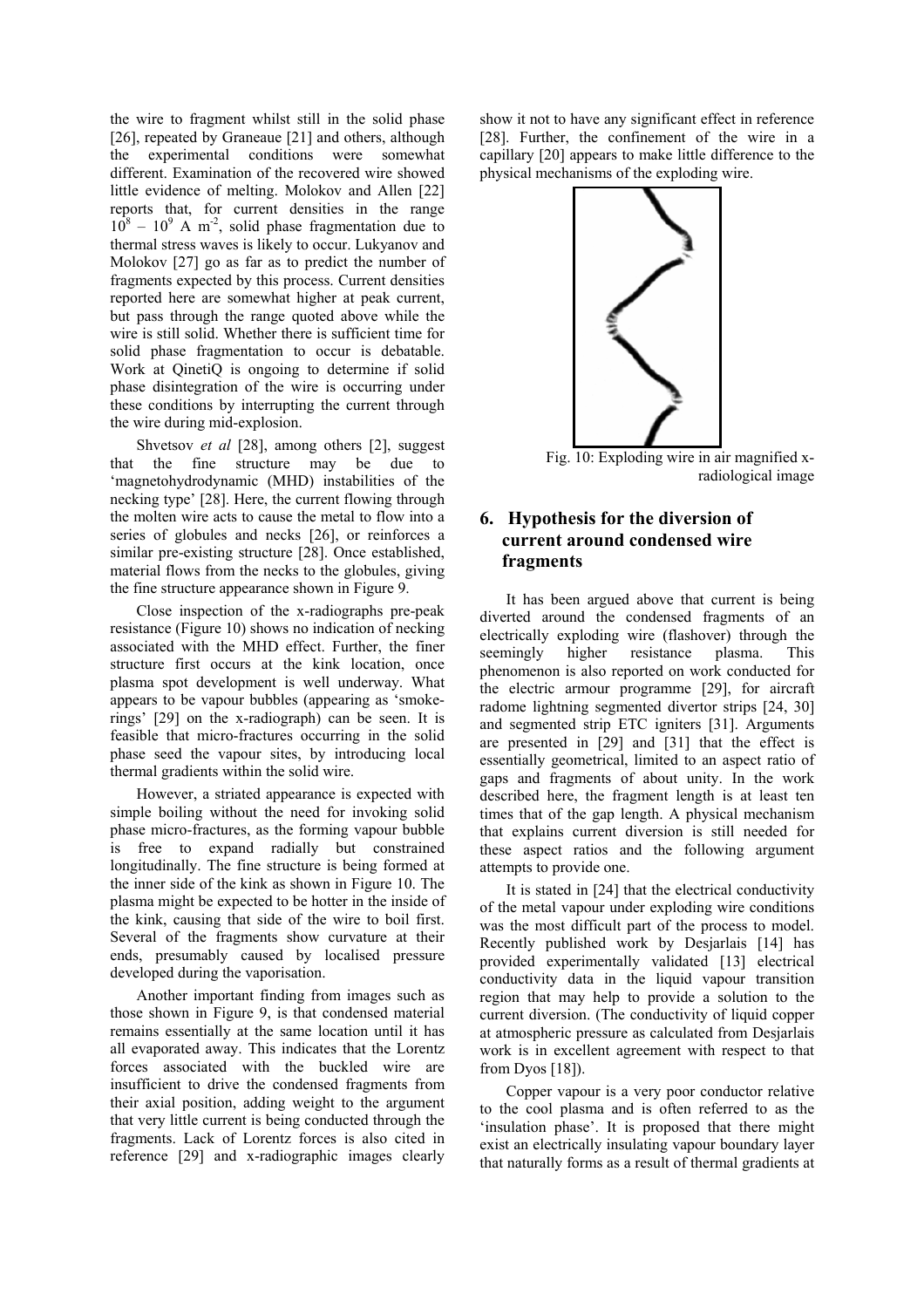the wire to fragment whilst still in the solid phase [26], repeated by Graneaue [21] and others, although the experimental conditions were somewhat different. Examination of the recovered wire showed little evidence of melting. Molokov and Allen [22] reports that, for current densities in the range $10^8 – 10^9$ A m$^{-2}$, solid phase fragmentation due to thermal stress waves is likely to occur. Lukyanov and Molokov [27] go as far as to predict the number of fragments expected by this process. Current densities reported here are somewhat higher at peak current, but pass through the range quoted above while the wire is still solid. Whether there is sufficient time for solid phase fragmentation to occur is debatable. Work at QinetiQ is ongoing to determine if solid phase disintegration of the wire is occurring under these conditions by interrupting the current through the wire during mid-explosion.

Shvetsov *et al* [28], among others [2], suggest that the fine structure may be due to 'magnetohydrodynamic (MHD) instabilities of the necking type' [28]. Here, the current flowing through the molten wire acts to cause the metal to flow into a series of globules and necks [26], or reinforces a similar pre-existing structure [28]. Once established, material flows from the necks to the globules, giving the fine structure appearance shown in Figure 9.

Close inspection of the x-radiographs pre-peak resistance (Figure 10) shows no indication of necking associated with the MHD effect. Further, the finer structure first occurs at the kink location, once plasma spot development is well underway. What appears to be vapour bubbles (appearing as 'smoke-rings' [29] on the x-radiograph) can be seen. It is feasible that micro-fractures occurring in the solid phase seed the vapour sites, by introducing local thermal gradients within the solid wire.

However, a striated appearance is expected with simple boiling without the need for invoking solid phase micro-fractures, as the forming vapour bubble is free to expand radially but constrained longitudinally. The fine structure is being formed at the inner side of the kink as shown in Figure 10. The plasma might be expected to be hotter in the inside of the kink, causing that side of the wire to boil first. Several of the fragments show curvature at their ends, presumably caused by localised pressure developed during the vaporisation.

Another important finding from images such as those shown in Figure 9, is that condensed material remains essentially at the same location until it has all evaporated away. This indicates that the Lorentz forces associated with the buckled wire are insufficient to drive the condensed fragments from their axial position, adding weight to the argument that very little current is being conducted through the fragments. Lack of Lorentz forces is also cited in reference [29] and x-radiographic images clearly show it not to have any significant effect in reference [28]. Further, the confinement of the wire in a capillary [20] appears to make little difference to the physical mechanisms of the exploding wire.

Fig. 10: Exploding wire in air magnified x-radiological image

## 6. Hypothesis for the diversion of current around condensed wire fragments

It has been argued above that current is being diverted around the condensed fragments of an electrically exploding wire (flashover) through the seemingly higher resistance plasma. This phenomenon is also reported on work conducted for the electric armour programme [29], for aircraft radome lightning segmented divertor strips [24, 30] and segmented strip ETC igniters [31]. Arguments are presented in [29] and [31] that the effect is essentially geometrical, limited to an aspect ratio of gaps and fragments of about unity. In the work described here, the fragment length is at least ten times that of the gap length. A physical mechanism that explains current diversion is still needed for these aspect ratios and the following argument attempts to provide one.

It is stated in [24] that the electrical conductivity of the metal vapour under exploding wire conditions was the most difficult part of the process to model. Recently published work by Desjarlais [14] has provided experimentally validated [13] electrical conductivity data in the liquid vapour transition region that may help to provide a solution to the current diversion. (The conductivity of liquid copper at atmospheric pressure as calculated from Desjarlais work is in excellent agreement with respect to that from Dyos [18]).

Copper vapour is a very poor conductor relative to the cool plasma and is often referred to as the 'insulation phase'. It is proposed that there might exist an electrically insulating vapour boundary layer that naturally forms as a result of thermal gradients at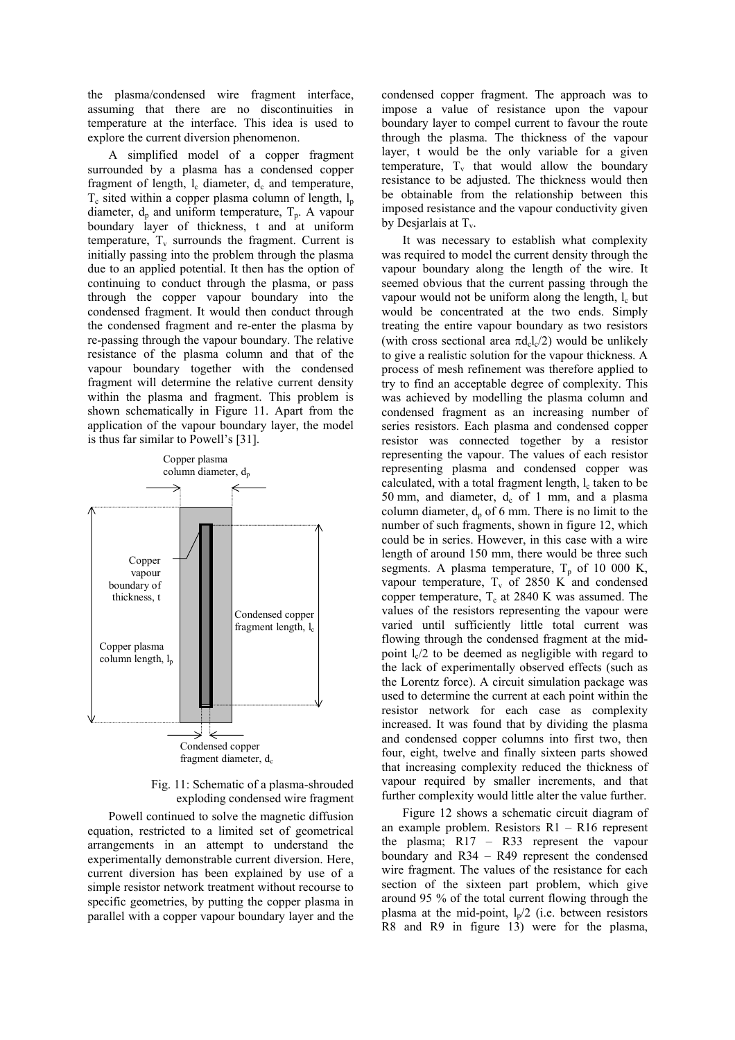the plasma/condensed wire fragment interface, assuming that there are no discontinuities in temperature at the interface. This idea is used to explore the current diversion phenomenon.

A simplified model of a copper fragment surrounded by a plasma has a condensed copper fragment of length, $l_c$ diameter, $d_c$ and temperature, $T_c$ sited within a copper plasma column of length, $l_p$ diameter, $d_p$ and uniform temperature, $T_p$. A vapour boundary layer of thickness, t and at uniform temperature, $T_v$ surrounds the fragment. Current is initially passing into the problem through the plasma due to an applied potential. It then has the option of continuing to conduct through the plasma, or pass through the copper vapour boundary into the condensed fragment. It would then conduct through the condensed fragment and re-enter the plasma by re-passing through the vapour boundary. The relative resistance of the plasma column and that of the vapour boundary together with the condensed fragment will determine the relative current density within the plasma and fragment. This problem is shown schematically in Figure 11. Apart from the application of the vapour boundary layer, the model is thus far similar to Powell's [31].

Copper plasma column diameter, $d_p$

Copper vapour boundary of thickness, t

Condensed copper fragment length, $l_c$

Copper plasma column length, $l_p$

Condensed copper fragment diameter, $d_c$

Fig. 11: Schematic of a plasma-shrouded exploding condensed wire fragment

Powell continued to solve the magnetic diffusion equation, restricted to a limited set of geometrical arrangements in an attempt to understand the experimentally demonstrable current diversion. Here, current diversion has been explained by use of a simple resistor network treatment without recourse to specific geometries, by putting the copper plasma in parallel with a copper vapour boundary layer and the condensed copper fragment. The approach was to impose a value of resistance upon the vapour boundary layer to compel current to favour the route through the plasma. The thickness of the vapour layer, t would be the only variable for a given temperature, $T_v$ that would allow the boundary resistance to be adjusted. The thickness would then be obtainable from the relationship between this imposed resistance and the vapour conductivity given by Desjarlais at $T_v$.

It was necessary to establish what complexity was required to model the current density through the vapour boundary along the length of the wire. It seemed obvious that the current passing through the vapour would not be uniform along the length, $l_c$ but would be concentrated at the two ends. Simply treating the entire vapour boundary as two resistors (with cross sectional area $\pi d_c l_c/2$) would be unlikely to give a realistic solution for the vapour thickness. A process of mesh refinement was therefore applied to try to find an acceptable degree of complexity. This was achieved by modelling the plasma column and condensed fragment as an increasing number of series resistors. Each plasma and condensed copper resistor was connected together by a resistor representing the vapour. The values of each resistor representing plasma and condensed copper was calculated, with a total fragment length, $l_c$ taken to be 50 mm, and diameter, $d_c$ of 1 mm, and a plasma column diameter, $d_p$ of 6 mm. There is no limit to the number of such fragments, shown in figure 12, which could be in series. However, in this case with a wire length of around 150 mm, there would be three such segments. A plasma temperature, $T_p$ of 10 000 K, vapour temperature, $T_v$ of 2850 K and condensed copper temperature, $T_c$ at 2840 K was assumed. The values of the resistors representing the vapour were varied until sufficiently little total current was flowing through the condensed fragment at the mid-point $l_c/2$ to be deemed as negligible with regard to the lack of experimentally observed effects (such as the Lorentz force). A circuit simulation package was used to determine the current at each point within the resistor network for each case as complexity increased. It was found that by dividing the plasma and condensed copper columns into first two, then four, eight, twelve and finally sixteen parts showed that increasing complexity reduced the thickness of vapour required by smaller increments, and that further complexity would little alter the value further.

Figure 12 shows a schematic circuit diagram of an example problem. Resistors R1 – R16 represent the plasma; R17 – R33 represent the vapour boundary and R34 – R49 represent the condensed wire fragment. The values of the resistance for each section of the sixteen part problem, which give around 95 % of the total current flowing through the plasma at the mid-point, $l_p/2$ (i.e. between resistors R8 and R9 in figure 13) were for the plasma,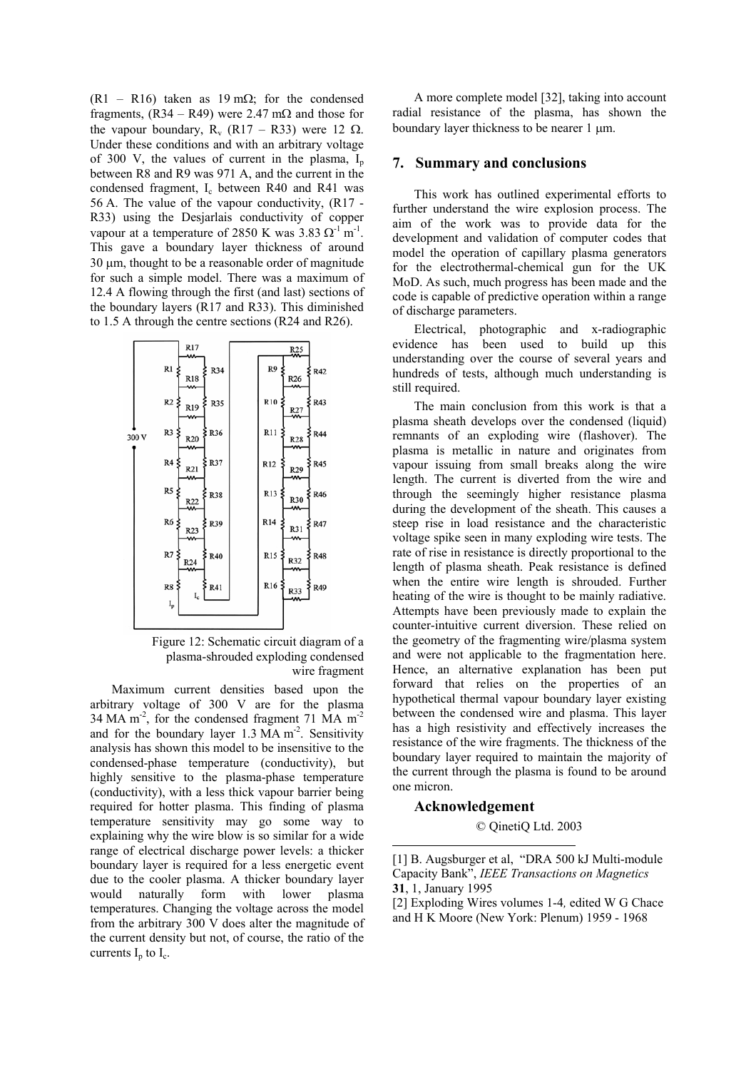(R1 – R16) taken as 19 mΩ; for the condensed fragments, (R34 – R49) were 2.47 mΩ and those for the vapour boundary, $R_v$ (R17 – R33) were 12 Ω. Under these conditions and with an arbitrary voltage of 300 V, the values of current in the plasma, $I_p$ between R8 and R9 was 971 A, and the current in the condensed fragment, $I_c$ between R40 and R41 was 56 A. The value of the vapour conductivity, (R17 - R33) using the Desjarlais conductivity of copper vapour at a temperature of 2850 K was 3.83 $\Omega^{-1}$ $m^{-1}$. This gave a boundary layer thickness of around 30 μm, thought to be a reasonable order of magnitude for such a simple model. There was a maximum of 12.4 A flowing through the first (and last) sections of the boundary layers (R17 and R33). This diminished to 1.5 A through the centre sections (R24 and R26).

Figure 12: Schematic circuit diagram of a plasma-shrouded exploding condensed wire fragment

Maximum current densities based upon the arbitrary voltage of 300 V are for the plasma 34 MA $m^{-2}$, for the condensed fragment 71 MA $m^{-2}$ and for the boundary layer 1.3 MA $m^{-2}$. Sensitivity analysis has shown this model to be insensitive to the condensed-phase temperature (conductivity), but highly sensitive to the plasma-phase temperature (conductivity), with a less thick vapour barrier being required for hotter plasma. This finding of plasma temperature sensitivity may go some way to explaining why the wire blow is so similar for a wide range of electrical discharge power levels: a thicker boundary layer is required for a less energetic event due to the cooler plasma. A thicker boundary layer would naturally form with lower plasma temperatures. Changing the voltage across the model from the arbitrary 300 V does alter the magnitude of the current density but not, of course, the ratio of the currents $I_p$ to $I_c$.

A more complete model [32], taking into account radial resistance of the plasma, has shown the boundary layer thickness to be nearer 1 μm.

## 7. Summary and conclusions

This work has outlined experimental efforts to further understand the wire explosion process. The aim of the work was to provide data for the development and validation of computer codes that model the operation of capillary plasma generators for the electrothermal-chemical gun for the UK MoD. As such, much progress has been made and the code is capable of predictive operation within a range of discharge parameters.

Electrical, photographic and x-radiographic evidence has been used to build up this understanding over the course of several years and hundreds of tests, although much understanding is still required.

The main conclusion from this work is that a plasma sheath develops over the condensed (liquid) remnants of an exploding wire (flashover). The plasma is metallic in nature and originates from vapour issuing from small breaks along the wire length. The current is diverted from the wire and through the seemingly higher resistance plasma during the development of the sheath. This causes a steep rise in load resistance and the characteristic voltage spike seen in many exploding wire tests. The rate of rise in resistance is directly proportional to the length of plasma sheath. Peak resistance is defined when the entire wire length is shrouded. Further heating of the wire is thought to be mainly radiative. Attempts have been previously made to explain the counter-intuitive current diversion. These relied on the geometry of the fragmenting wire/plasma system and were not applicable to the fragmentation here. Hence, an alternative explanation has been put forward that relies on the properties of an hypothetical thermal vapour boundary layer existing between the condensed wire and plasma. This layer has a high resistivity and effectively increases the resistance of the wire fragments. The thickness of the boundary layer required to maintain the majority of the current through the plasma is found to be around one micron.

### Acknowledgement

© QinetiQ Ltd. 2003

[1] B. Augsburger et al, "DRA 500 kJ Multi-module Capacity Bank", *IEEE Transactions on Magnetics* **31**, 1, January 1995

[2] Exploding Wires volumes 1-4, edited W G Chace and H K Moore (New York: Plenum) 1959 - 1968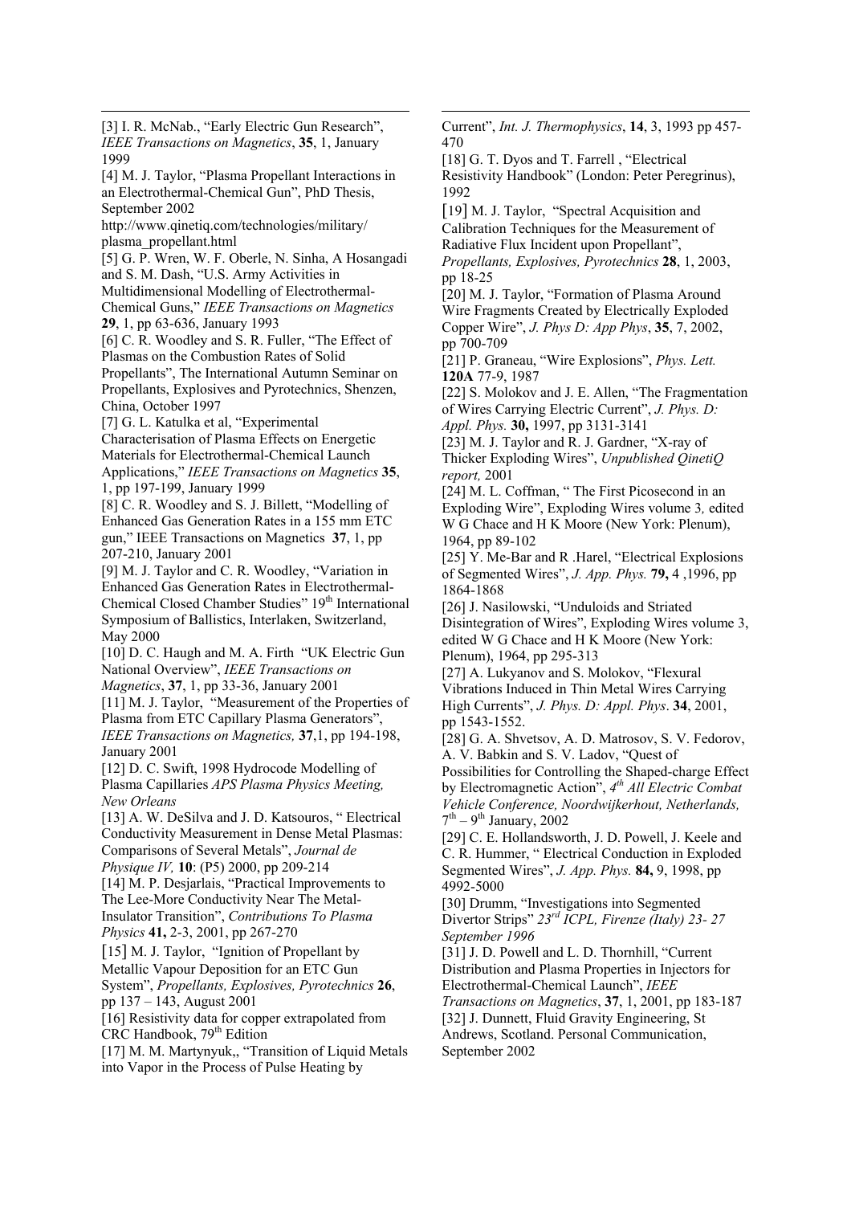[3] I. R. McNab., "Early Electric Gun Research", *IEEE Transactions on Magnetics*, **35**, 1, January 1999

[4] M. J. Taylor, "Plasma Propellant Interactions in an Electrothermal-Chemical Gun", PhD Thesis, September 2002
http://www.qinetiq.com/technologies/military/plasma_propellant.html

[5] G. P. Wren, W. F. Oberle, N. Sinha, A Hosangadi and S. M. Dash, "U.S. Army Activities in Multidimensional Modelling of Electrothermal-Chemical Guns," *IEEE Transactions on Magnetics* **29**, 1, pp 63-636, January 1993

[6] C. R. Woodley and S. R. Fuller, "The Effect of Plasmas on the Combustion Rates of Solid Propellants", The International Autumn Seminar on Propellants, Explosives and Pyrotechnics, Shenzen, China, October 1997

[7] G. L. Katulka et al, "Experimental Characterisation of Plasma Effects on Energetic Materials for Electrothermal-Chemical Launch Applications," *IEEE Transactions on Magnetics* **35**, 1, pp 197-199, January 1999

[8] C. R. Woodley and S. J. Billett, "Modelling of Enhanced Gas Generation Rates in a 155 mm ETC gun," IEEE Transactions on Magnetics **37**, 1, pp 207-210, January 2001

[9] M. J. Taylor and C. R. Woodley, "Variation in Enhanced Gas Generation Rates in Electrothermal-Chemical Closed Chamber Studies" 19th International Symposium of Ballistics, Interlaken, Switzerland, May 2000

[10] D. C. Haugh and M. A. Firth "UK Electric Gun National Overview", *IEEE Transactions on Magnetics*, **37**, 1, pp 33-36, January 2001

[11] M. J. Taylor, "Measurement of the Properties of Plasma from ETC Capillary Plasma Generators", *IEEE Transactions on Magnetics,* **37**,1, pp 194-198, January 2001

[12] D. C. Swift, 1998 Hydrocode Modelling of Plasma Capillaries *APS Plasma Physics Meeting, New Orleans*

[13] A. W. DeSilva and J. D. Katsouros, " Electrical Conductivity Measurement in Dense Metal Plasmas: Comparisons of Several Metals", *Journal de Physique IV,* **10**: (P5) 2000, pp 209-214

[14] M. P. Desjarlais, "Practical Improvements to The Lee-More Conductivity Near The Metal-Insulator Transition", *Contributions To Plasma Physics* **41,** 2-3, 2001, pp 267-270

[15] M. J. Taylor, "Ignition of Propellant by Metallic Vapour Deposition for an ETC Gun System", *Propellants, Explosives, Pyrotechnics* **26**, pp 137 – 143, August 2001

[16] Resistivity data for copper extrapolated from CRC Handbook, 79th Edition

[17] M. M. Martynyuk,, "Transition of Liquid Metals into Vapor in the Process of Pulse Heating by Current", *Int. J. Thermophysics*, **14**, 3, 1993 pp 457-470

[18] G. T. Dyos and T. Farrell , "Electrical Resistivity Handbook" (London: Peter Peregrinus), 1992

[19] M. J. Taylor, "Spectral Acquisition and Calibration Techniques for the Measurement of Radiative Flux Incident upon Propellant", *Propellants, Explosives, Pyrotechnics* **28**, 1, 2003, pp 18-25

[20] M. J. Taylor, "Formation of Plasma Around Wire Fragments Created by Electrically Exploded Copper Wire", *J. Phys D: App Phys*, **35**, 7, 2002, pp 700-709

[21] P. Graneau, "Wire Explosions", *Phys. Lett.* **120A** 77-9, 1987

[22] S. Molokov and J. E. Allen, "The Fragmentation of Wires Carrying Electric Current", *J. Phys. D: Appl. Phys.* **30,** 1997, pp 3131-3141

[23] M. J. Taylor and R. J. Gardner, "X-ray of Thicker Exploding Wires", *Unpublished QinetiQ report,* 2001

[24] M. L. Coffman, " The First Picosecond in an Exploding Wire", Exploding Wires volume 3*,* edited W G Chace and H K Moore (New York: Plenum), 1964, pp 89-102

[25] Y. Me-Bar and R .Harel, "Electrical Explosions of Segmented Wires", *J. App. Phys.* **79,** 4 ,1996, pp 1864-1868

[26] J. Nasilowski, "Unduloids and Striated Disintegration of Wires", Exploding Wires volume 3, edited W G Chace and H K Moore (New York: Plenum), 1964, pp 295-313

[27] A. Lukyanov and S. Molokov, "Flexural Vibrations Induced in Thin Metal Wires Carrying High Currents", *J. Phys. D: Appl. Phys*. **34**, 2001, pp 1543-1552.

[28] G. A. Shvetsov, A. D. Matrosov, S. V. Fedorov, A. V. Babkin and S. V. Ladov, "Quest of Possibilities for Controlling the Shaped-charge Effect by Electromagnetic Action", *4th All Electric Combat Vehicle Conference, Noordwijkerhout, Netherlands,* 7th – 9th January, 2002

[29] C. E. Hollandsworth, J. D. Powell, J. Keele and C. R. Hummer, " Electrical Conduction in Exploded Segmented Wires", *J. App. Phys.* **84,** 9, 1998, pp 4992-5000

[30] Drumm, "Investigations into Segmented Divertor Strips" *23rd ICPL, Firenze (Italy) 23- 27 September 1996*

[31] J. D. Powell and L. D. Thornhill, "Current Distribution and Plasma Properties in Injectors for Electrothermal-Chemical Launch", *IEEE Transactions on Magnetics*, **37**, 1, 2001, pp 183-187

[32] J. Dunnett, Fluid Gravity Engineering, St Andrews, Scotland. Personal Communication, September 2002